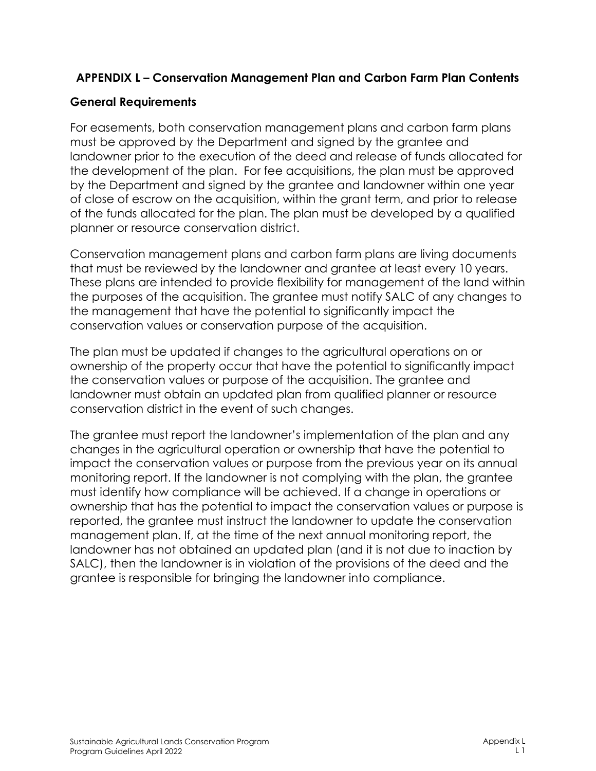## APPENDIX L – Conservation Management Plan and Carbon Farm Plan Contents

### General Requirements

For easements, both conservation management plans and carbon farm plans must be approved by the Department and signed by the grantee and landowner prior to the execution of the deed and release of funds allocated for the development of the plan. For fee acquisitions, the plan must be approved by the Department and signed by the grantee and landowner within one year of close of escrow on the acquisition, within the grant term, and prior to release of the funds allocated for the plan. The plan must be developed by a qualified planner or resource conservation district.

Conservation management plans and carbon farm plans are living documents that must be reviewed by the landowner and grantee at least every 10 years. These plans are intended to provide flexibility for management of the land within the purposes of the acquisition. The grantee must notify SALC of any changes to the management that have the potential to significantly impact the conservation values or conservation purpose of the acquisition.

The plan must be updated if changes to the agricultural operations on or ownership of the property occur that have the potential to significantly impact the conservation values or purpose of the acquisition. The grantee and landowner must obtain an updated plan from qualified planner or resource conservation district in the event of such changes.

The grantee must report the landowner's implementation of the plan and any changes in the agricultural operation or ownership that have the potential to impact the conservation values or purpose from the previous year on its annual monitoring report. If the landowner is not complying with the plan, the grantee must identify how compliance will be achieved. If a change in operations or ownership that has the potential to impact the conservation values or purpose is reported, the grantee must instruct the landowner to update the conservation management plan. If, at the time of the next annual monitoring report, the landowner has not obtained an updated plan (and it is not due to inaction by SALC), then the landowner is in violation of the provisions of the deed and the grantee is responsible for bringing the landowner into compliance.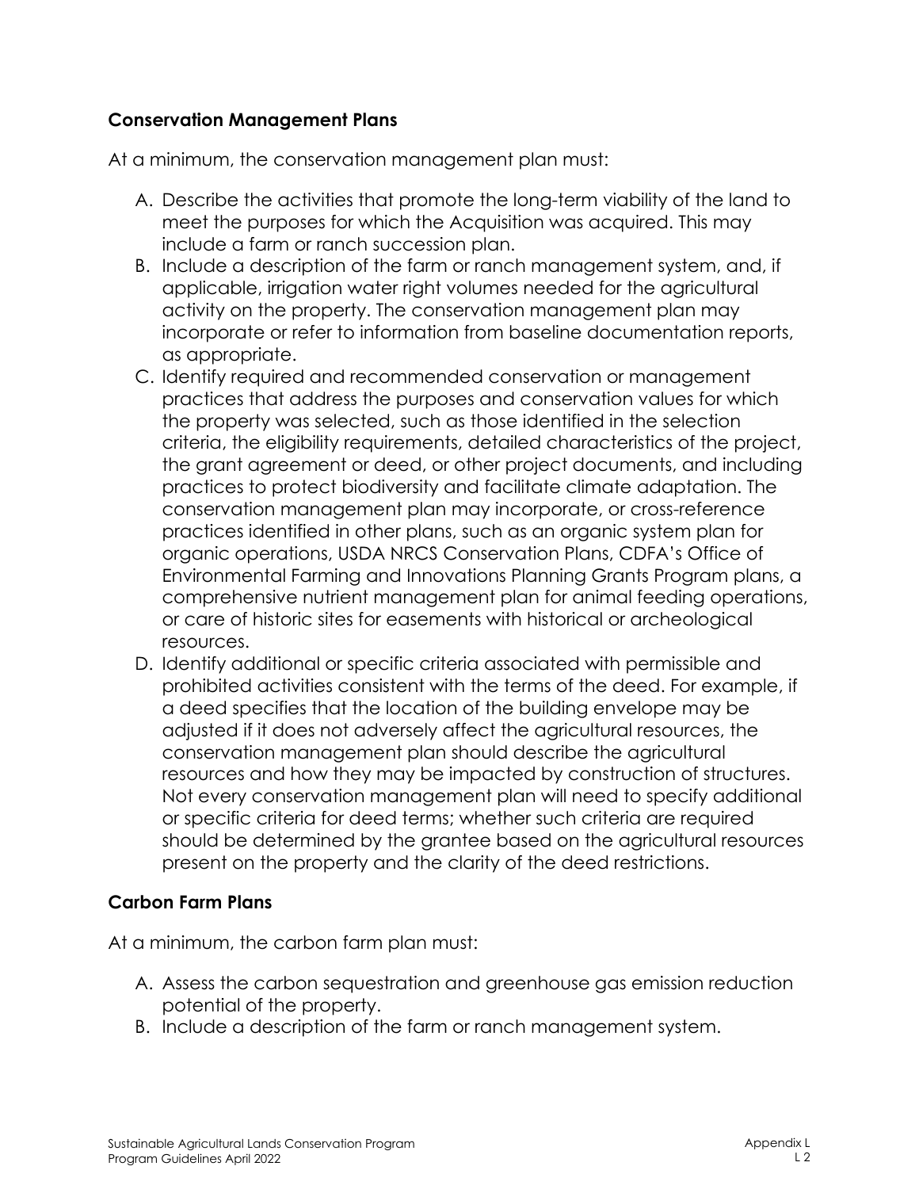## Conservation Management Plans

At a minimum, the conservation management plan must:

A. Describe the activities that promote the long-term viability of the land to meet the purposes for which the Acquisition was acquired. This may include a farm or ranch succession plan.
B. Include a description of the farm or ranch management system, and, if applicable, irrigation water right volumes needed for the agricultural activity on the property. The conservation management plan may incorporate or refer to information from baseline documentation reports, as appropriate.
C. Identify required and recommended conservation or management practices that address the purposes and conservation values for which the property was selected, such as those identified in the selection criteria, the eligibility requirements, detailed characteristics of the project, the grant agreement or deed, or other project documents, and including practices to protect biodiversity and facilitate climate adaptation. The conservation management plan may incorporate, or cross-reference practices identified in other plans, such as an organic system plan for organic operations, USDA NRCS Conservation Plans, CDFA's Office of Environmental Farming and Innovations Planning Grants Program plans, a comprehensive nutrient management plan for animal feeding operations, or care of historic sites for easements with historical or archeological resources.
D. Identify additional or specific criteria associated with permissible and prohibited activities consistent with the terms of the deed. For example, if a deed specifies that the location of the building envelope may be adjusted if it does not adversely affect the agricultural resources, the conservation management plan should describe the agricultural resources and how they may be impacted by construction of structures. Not every conservation management plan will need to specify additional or specific criteria for deed terms; whether such criteria are required should be determined by the grantee based on the agricultural resources present on the property and the clarity of the deed restrictions.

## Carbon Farm Plans

At a minimum, the carbon farm plan must:

A. Assess the carbon sequestration and greenhouse gas emission reduction potential of the property.
B. Include a description of the farm or ranch management system.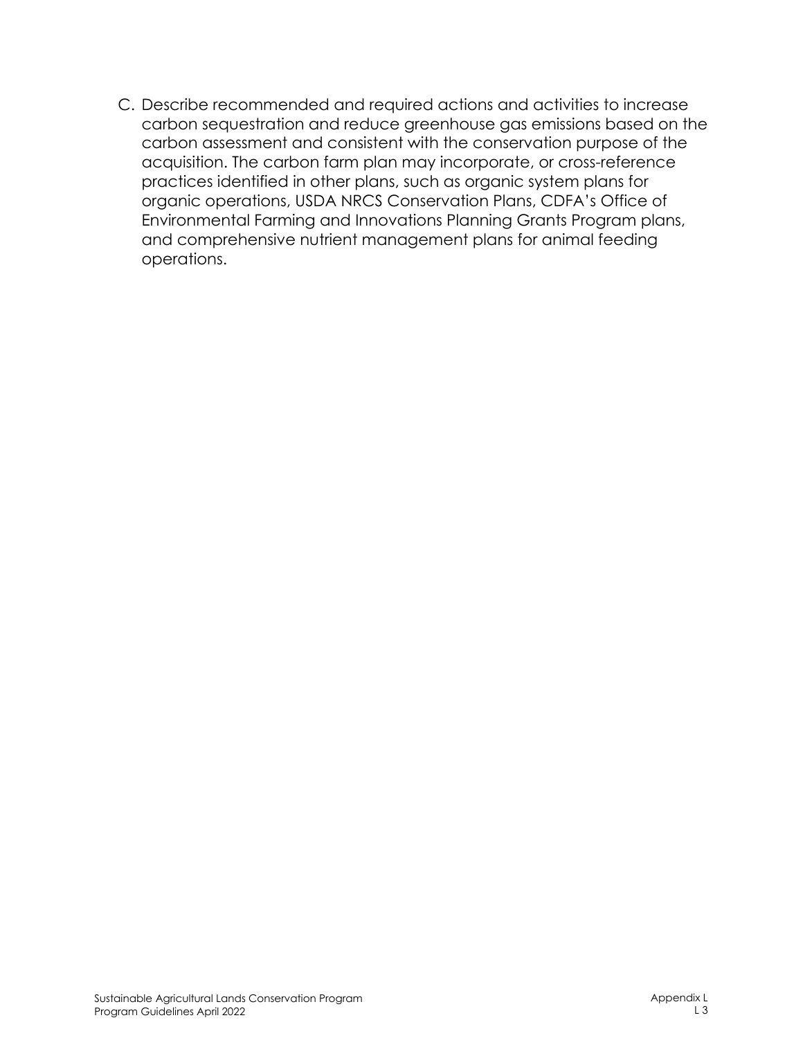C. Describe recommended and required actions and activities to increase carbon sequestration and reduce greenhouse gas emissions based on the carbon assessment and consistent with the conservation purpose of the acquisition. The carbon farm plan may incorporate, or cross-reference practices identified in other plans, such as organic system plans for organic operations, USDA NRCS Conservation Plans, CDFA's Office of Environmental Farming and Innovations Planning Grants Program plans, and comprehensive nutrient management plans for animal feeding operations.